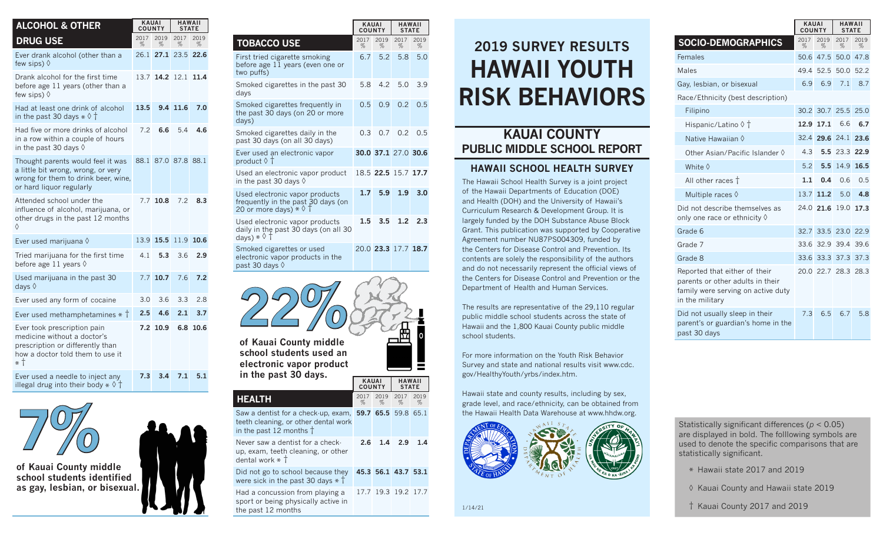# 2019 SURVEY RESULTS HAWAII YOUTH RISK BEHAVIORS

## KAUAI COUNTY PUBLIC MIDDLE SCHOOL REPORT

### HAWAII SCHOOL HEALTH SURVEY

The Hawaii School Health Survey is a joint project of the Hawaii Departments of Education (DOE) and Health (DOH) and the University of Hawaii's Curriculum Research & Development Group. It is largely funded by the DOH Substance Abuse Block Grant. This publication was supported by Cooperative Agreement number NU87PS004309, funded by the Centers for Disease Control and Prevention. Its contents are solely the responsibility of the authors and do not necessarily represent the official views of the Centers for Disease Control and Prevention or the Department of Health and Human Services.

The results are representative of the 29,110 regular public middle school students across the state of Hawaii and the 1,800 Kauai County public middle school students.

For more information on the Youth Risk Behavior Survey and state and national results visit www.cdc.gov/HealthyYouth/yrbs/index.htm.

Hawaii state and county results, including by sex, grade level, and race/ethnicity, can be obtained from the Hawaii Health Data Warehouse at www.hhdw.org.

1/14/21

## ALCOHOL & OTHER DRUG USE

| ALCOHOL & OTHER DRUG USE | KAUAI COUNTY 2017 % | KAUAI COUNTY 2019 % | HAWAII STATE 2017 % | HAWAII STATE 2019 % |
|---|---|---|---|---|
| Ever drank alcohol (other than a few sips) ◊ | 26.1 | **27.1** | 23.5 | **22.6** |
| Drank alcohol for the first time before age 11 years (other than a few sips) ◊ | 13.7 | **14.2** | 12.1 | **11.4** |
| Had at least one drink of alcohol in the past 30 days ∗ ◊ † | **13.5** | **9.4** | **11.6** | **7.0** |
| Had five or more drinks of alcohol in a row within a couple of hours in the past 30 days ◊ | 7.2 | **6.6** | 5.4 | **4.6** |
| Thought parents would feel it was a little bit wrong, wrong, or very wrong for them to drink beer, wine, or hard liquor regularly | 88.1 | 87.0 | 87.8 | 88.1 |
| Attended school under the influence of alcohol, marijuana, or other drugs in the past 12 months ◊ | 7.7 | **10.8** | 7.2 | **8.3** |
| Ever used marijuana ◊ | 13.9 | **15.5** | 11.9 | **10.6** |
| Tried marijuana for the first time before age 11 years ◊ | 4.1 | **5.3** | 3.6 | **2.9** |
| Used marijuana in the past 30 days ◊ | 7.7 | **10.7** | 7.6 | **7.2** |
| Ever used any form of cocaine | 3.0 | 3.6 | 3.3 | 2.8 |
| Ever used methamphetamines ∗ † | **2.5** | **4.6** | **2.1** | **3.7** |
| Ever took prescription pain medicine without a doctor's prescription or differently than how a doctor told them to use it ∗ † | **7.2** | **10.9** | **6.8** | **10.6** |
| Ever used a needle to inject any illegal drug into their body ∗ ◊ † | **7.3** | **3.4** | **7.1** | **5.1** |

**7%** of Kauai County middle school students identified as gay, lesbian, or bisexual.

## TOBACCO USE

| TOBACCO USE | KAUAI COUNTY 2017 % | KAUAI COUNTY 2019 % | HAWAII STATE 2017 % | HAWAII STATE 2019 % |
|---|---|---|---|---|
| First tried cigarette smoking before age 11 years (even one or two puffs) | 6.7 | 5.2 | 5.8 | 5.0 |
| Smoked cigarettes in the past 30 days | 5.8 | 4.2 | 5.0 | 3.9 |
| Smoked cigarettes frequently in the past 30 days (on 20 or more days) | 0.5 | 0.9 | 0.2 | 0.5 |
| Smoked cigarettes daily in the past 30 days (on all 30 days) | 0.3 | 0.7 | 0.2 | 0.5 |
| Ever used an electronic vapor product ◊ † | **30.0** | **37.1** | 27.0 | **30.6** |
| Used an electronic vapor product in the past 30 days ◊ | 18.5 | **22.5** | 15.7 | **17.7** |
| Used electronic vapor products frequently in the past 30 days (on 20 or more days) ∗ ◊ † | **1.7** | **5.9** | **1.9** | **3.0** |
| Used electronic vapor products daily in the past 30 days (on all 30 days) ∗ ◊ † | **1.5** | **3.5** | **1.2** | **2.3** |
| Smoked cigarettes or used electronic vapor products in the past 30 days ◊ | 20.0 | **23.3** | 17.7 | **18.7** |

**22%** of Kauai County middle school students used an electronic vapor product in the past 30 days.

## HEALTH

| HEALTH | KAUAI COUNTY 2017 % | KAUAI COUNTY 2019 % | HAWAII STATE 2017 % | HAWAII STATE 2019 % |
|---|---|---|---|---|
| Saw a dentist for a check-up, exam, teeth cleaning, or other dental work in the past 12 months † | **59.7** | **65.5** | 59.8 | 65.1 |
| Never saw a dentist for a check-up, exam, teeth cleaning, or other dental work ∗ † | **2.6** | **1.4** | **2.9** | **1.4** |
| Did not go to school because they were sick in the past 30 days ∗ † | **45.3** | **56.1** | **43.7** | **53.1** |
| Had a concussion from playing a sport or being physically active in the past 12 months | 17.7 | 19.3 | 19.2 | 17.7 |

## SOCIO-DEMOGRAPHICS

| SOCIO-DEMOGRAPHICS | KAUAI COUNTY 2017 % | KAUAI COUNTY 2019 % | HAWAII STATE 2017 % | HAWAII STATE 2019 % |
|---|---|---|---|---|
| Females | 50.6 | 47.5 | 50.0 | 47.8 |
| Males | 49.4 | 52.5 | 50.0 | 52.2 |
| Gay, lesbian, or bisexual | 6.9 | 6.9 | 7.1 | 8.7 |
| Race/Ethnicity (best description) | | | | |
| Filipino | 30.2 | 30.7 | 25.5 | 25.0 |
| Hispanic/Latino ◊ † | **12.9** | **17.1** | 6.6 | **6.7** |
| Native Hawaiian ◊ | 32.4 | **29.6** | 24.1 | **23.6** |
| Other Asian/Pacific Islander ◊ | 4.3 | **5.5** | 23.3 | **22.9** |
| White ◊ | 5.2 | **5.5** | 14.9 | **16.5** |
| All other races † | **1.1** | **0.4** | 0.6 | 0.5 |
| Multiple races ◊ | 13.7 | **11.2** | 5.0 | **4.8** |
| Did not describe themselves as only one race or ethnicity ◊ | 24.0 | **21.6** | 19.0 | **17.3** |
| Grade 6 | 32.7 | 33.5 | 23.0 | 22.9 |
| Grade 7 | 33.6 | 32.9 | 39.4 | 39.6 |
| Grade 8 | 33.6 | 33.3 | 37.3 | 37.3 |
| Reported that either of their parents or other adults in their family were serving on active duty in the military | 20.0 | 22.7 | 28.3 | 28.3 |
| Did not usually sleep in their parent's or guardian's home in the past 30 days | 7.3 | 6.5 | 6.7 | 5.8 |

Statistically significant differences ($p < 0.05$) are displayed in bold. The folllowing symbols are used to denote the specific comparisons that are statistically significant.

- ∗ Hawaii state 2017 and 2019
- ◊ Kauai County and Hawaii state 2019
- † Kauai County 2017 and 2019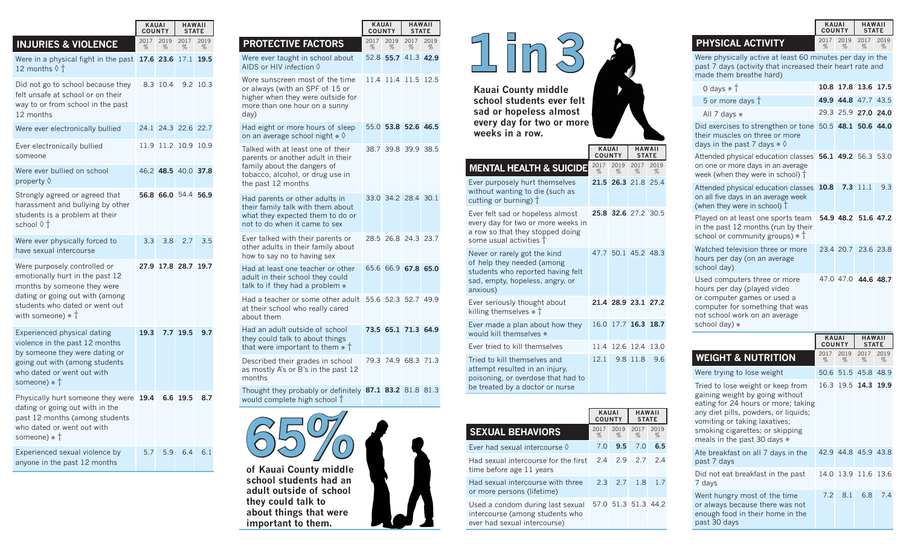| INJURIES & VIOLENCE | KAUAI COUNTY 2017 % | KAUAI COUNTY 2019 % | HAWAII STATE 2017 % | HAWAII STATE 2019 % |
|---|---|---|---|---|
| Were in a physical fight in the past 12 months ◊ † | **17.6** | **23.6** | 17.1 | **19.5** |
| Did not go to school because they felt unsafe at school or on their way to or from school in the past 12 months | 8.3 | 10.4 | 9.2 | 10.3 |
| Were ever electronically bullied | 24.1 | 24.3 | 22.6 | 22.7 |
| Ever electronically bullied someone | 11.9 | 11.2 | 10.9 | 10.9 |
| Were ever bullied on school property ◊ | 46.2 | **48.5** | 40.0 | **37.8** |
| Strongly agreed or agreed that harassment and bullying by other students is a problem at their school ◊ † | **56.8** | **66.0** | 54.4 | **56.9** |
| Were ever physically forced to have sexual intercourse | 3.3 | 3.8 | 2.7 | 3.5 |
| Were purposely controlled or emotionally hurt in the past 12 months by someone they were dating or going out with (among students who dated or went out with someone) * † | **27.9** | **17.8** | **28.7** | **19.7** |
| Experienced physical dating violence in the past 12 months by someone they were dating or going out with (among students who dated or went out with someone) * † | **19.3** | **7.7** | **19.5** | **9.7** |
| Physically hurt someone they were dating or going out with in the past 12 months (among students who dated or went out with someone) * † | **19.4** | **6.6** | **19.5** | **8.7** |
| Experienced sexual violence by anyone in the past 12 months | 5.7 | 5.9 | 6.4 | 6.1 |

| PROTECTIVE FACTORS | KAUAI COUNTY 2017 % | KAUAI COUNTY 2019 % | HAWAII STATE 2017 % | HAWAII STATE 2019 % |
|---|---|---|---|---|
| Were ever taught in school about AIDS or HIV infection ◊ | 52.8 | **55.7** | 41.3 | **42.9** |
| Wore sunscreen most of the time or always (with an SPF of 15 or higher when they were outside for more than one hour on a sunny day) | 11.4 | 11.4 | 11.5 | 12.5 |
| Had eight or more hours of sleep on an average school night * ◊ | 55.0 | **53.8** | **52.6** | **46.5** |
| Talked with at least one of their parents or another adult in their family about the dangers of tobacco, alcohol, or drug use in the past 12 months | 38.7 | 39.8 | 39.9 | 38.5 |
| Had parents or other adults in their family talk with them about what they expected them to do or not to do when it came to sex | 33.0 | 34.2 | 28.4 | 30.1 |
| Ever talked with their parents or other adults in their family about how to say no to having sex | 28.5 | 26.8 | 24.3 | 23.7 |
| Had at least one teacher or other adult in their school they could talk to if they had a problem * | 65.6 | 66.9 | **67.8** | **65.0** |
| Had a teacher or some other adult at their school who really cared about them | 55.6 | 52.3 | 52.7 | 49.9 |
| Had an adult outside of school they could talk to about things that were important to them * † | **73.5** | **65.1** | **71.3** | **64.9** |
| Described their grades in school as mostly A's or B's in the past 12 months | 79.3 | 74.9 | 68.3 | 71.3 |
| Thought they probably or definitely would complete high school † | **87.1** | **83.2** | 81.8 | 81.3 |

**65%** of Kauai County middle school students had an adult outside of school they could talk to about things that were important to them.

**1 in 3** Kauai County middle school students ever felt sad or hopeless almost every day for two or more weeks in a row.

| MENTAL HEALTH & SUICIDE | KAUAI COUNTY 2017 % | KAUAI COUNTY 2019 % | HAWAII STATE 2017 % | HAWAII STATE 2019 % |
|---|---|---|---|---|
| Ever purposely hurt themselves without wanting to die (such as cutting or burning) † | **21.5** | **26.3** | 21.8 | 25.4 |
| Ever felt sad or hopeless almost every day for two or more weeks in a row so that they stopped doing some usual activities † | **25.8** | **32.6** | 27.2 | 30.5 |
| Never or rarely got the kind of help they needed (among students who reported having felt sad, empty, hopeless, angry, or anxious) | 47.7 | 50.1 | 45.2 | 48.3 |
| Ever seriously thought about killing themselves * † | **21.4** | **28.9** | **23.1** | **27.2** |
| Ever made a plan about how they would kill themselves * | 16.0 | 17.7 | **16.3** | **18.7** |
| Ever tried to kill themselves | 11.4 | 12.6 | 12.4 | 13.0 |
| Tried to kill themselves and attempt resulted in an injury, poisoning, or overdose that had to be treated by a doctor or nurse | 12.1 | 9.8 | 11.8 | 9.6 |

| SEXUAL BEHAVIORS | KAUAI COUNTY 2017 % | KAUAI COUNTY 2019 % | HAWAII STATE 2017 % | HAWAII STATE 2019 % |
|---|---|---|---|---|
| Ever had sexual intercourse ◊ | 7.0 | **9.5** | 7.0 | **6.5** |
| Had sexual intercourse for the first time before age 11 years | 2.4 | 2.9 | 2.7 | 2.4 |
| Had sexual intercourse with three or more persons (lifetime) | 2.3 | 2.7 | 1.8 | 1.7 |
| Used a condom during last sexual intercourse (among students who ever had sexual intercourse) | 57.0 | 51.3 | 51.3 | 44.2 |

| PHYSICAL ACTIVITY | KAUAI COUNTY 2017 % | KAUAI COUNTY 2019 % | HAWAII STATE 2017 % | HAWAII STATE 2019 % |
|---|---|---|---|---|
| Were physically active at least 60 minutes per day in the past 7 days (activity that increased their heart rate and made them breathe hard) | | | | |
| 0 days * † | **10.8** | **17.8** | **13.6** | **17.5** |
| 5 or more days † | **49.9** | **44.8** | 47.7 | 43.5 |
| All 7 days * | 29.3 | 25.9 | **27.0** | **24.0** |
| Did exercises to strengthen or tone their muscles on three or more days in the past 7 days * ◊ | 50.5 | **48.1** | **50.6** | **44.0** |
| Attended physical education classes on one or more days in an average week (when they were in school) † | **56.1** | **49.2** | 56.3 | 53.0 |
| Attended physical education classes on all five days in an average week (when they were in school) † | **10.8** | **7.3** | 11.1 | 9.3 |
| Played on at least one sports team in the past 12 months (run by their school or community groups) * † | **54.9** | **48.2** | **51.6** | **47.2** |
| Watched television three or more hours per day (on an average school day) | 23.4 | 20.7 | 23.6 | 23.8 |
| Used computers three or more hours per day (played video or computer games or used a computer for something that was not school work on an average school day) * | 47.0 | 47.0 | **44.6** | **48.7** |

| WEIGHT & NUTRITION | KAUAI COUNTY 2017 % | KAUAI COUNTY 2019 % | HAWAII STATE 2017 % | HAWAII STATE 2019 % |
|---|---|---|---|---|
| Were trying to lose weight | 50.6 | 51.5 | 45.8 | 48.9 |
| Tried to lose weight or keep from gaining weight by going without eating for 24 hours or more; taking any diet pills, powders, or liquids; vomiting or taking laxatives; smoking cigarettes; or skipping meals in the past 30 days * | 16.3 | 19.5 | **14.3** | **19.9** |
| Ate breakfast on all 7 days in the past 7 days | 42.9 | 44.8 | 45.9 | 43.8 |
| Did not eat breakfast in the past 7 days | 14.0 | 13.9 | 11.6 | 13.6 |
| Went hungry most of the time or always because there was not enough food in their home in the past 30 days | 7.2 | 8.1 | 6.8 | 7.4 |